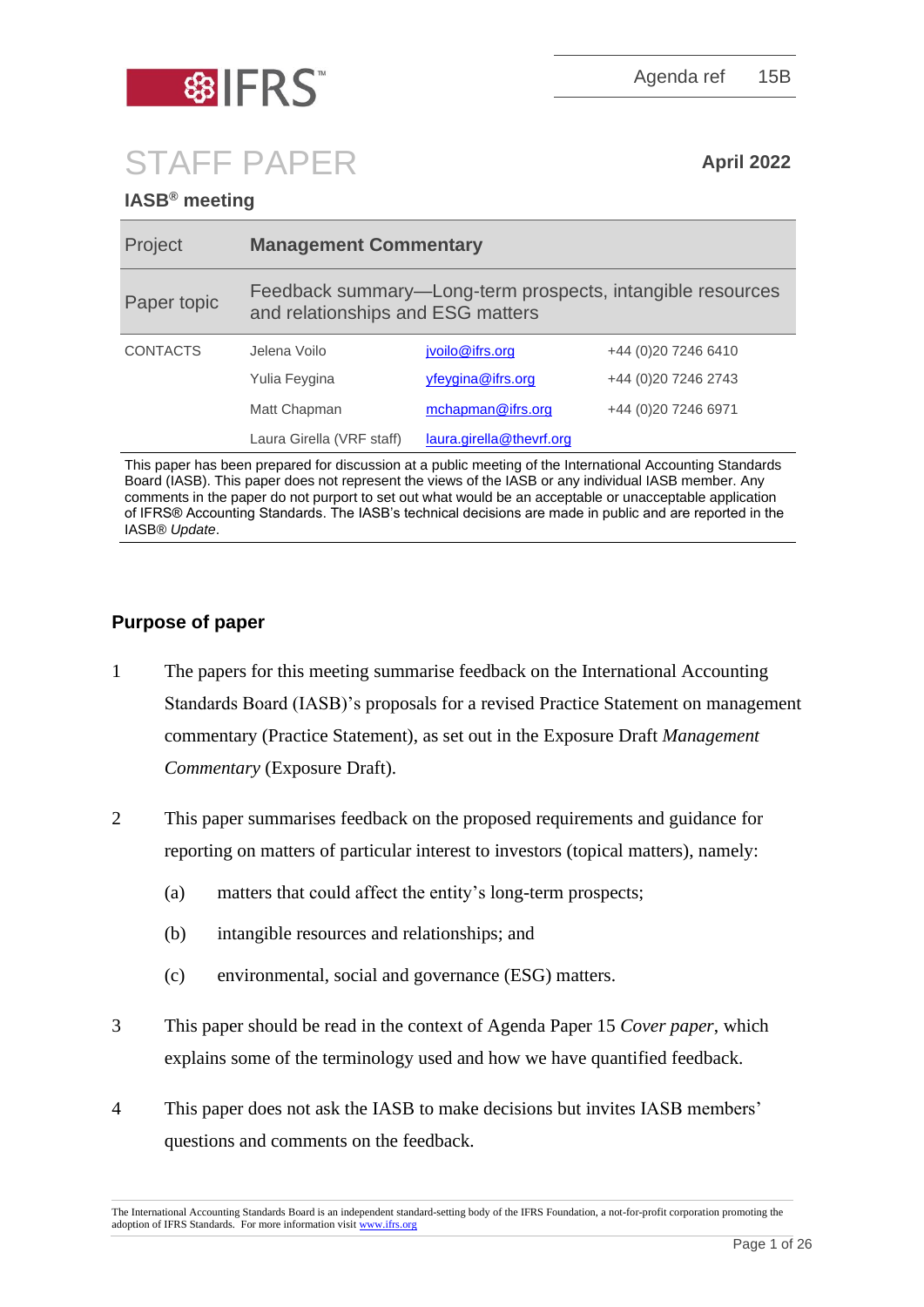Agenda ref 15B

# STAFF PAPER

**April 2022**

**IASB® meeting**

| Project | **Management Commentary** | |
|---|---|---|
| Paper topic | Feedback summary—Long-term prospects, intangible resources and relationships and ESG matters | |

| CONTACTS | | |
|---|---|---|
| Jelena Voilo | jvoilo@ifrs.org | +44 (0)20 7246 6410 |
| Yulia Feygina | yfeygina@ifrs.org | +44 (0)20 7246 2743 |
| Matt Chapman | mchapman@ifrs.org | +44 (0)20 7246 6971 |
| Laura Girella (VRF staff) | laura.girella@thevrf.org | |

This paper has been prepared for discussion at a public meeting of the International Accounting Standards Board (IASB). This paper does not represent the views of the IASB or any individual IASB member. Any comments in the paper do not purport to set out what would be an acceptable or unacceptable application of IFRS® Accounting Standards. The IASB's technical decisions are made in public and are reported in the IASB® *Update*.

## Purpose of paper

1. The papers for this meeting summarise feedback on the International Accounting Standards Board (IASB)'s proposals for a revised Practice Statement on management commentary (Practice Statement), as set out in the Exposure Draft *Management Commentary* (Exposure Draft).

2. This paper summarises feedback on the proposed requirements and guidance for reporting on matters of particular interest to investors (topical matters), namely:
   (a) matters that could affect the entity's long-term prospects;
   (b) intangible resources and relationships; and
   (c) environmental, social and governance (ESG) matters.

3. This paper should be read in the context of Agenda Paper 15 *Cover paper*, which explains some of the terminology used and how we have quantified feedback.

4. This paper does not ask the IASB to make decisions but invites IASB members' questions and comments on the feedback.

The International Accounting Standards Board is an independent standard-setting body of the IFRS Foundation, a not-for-profit corporation promoting the adoption of IFRS Standards. For more information visit www.ifrs.org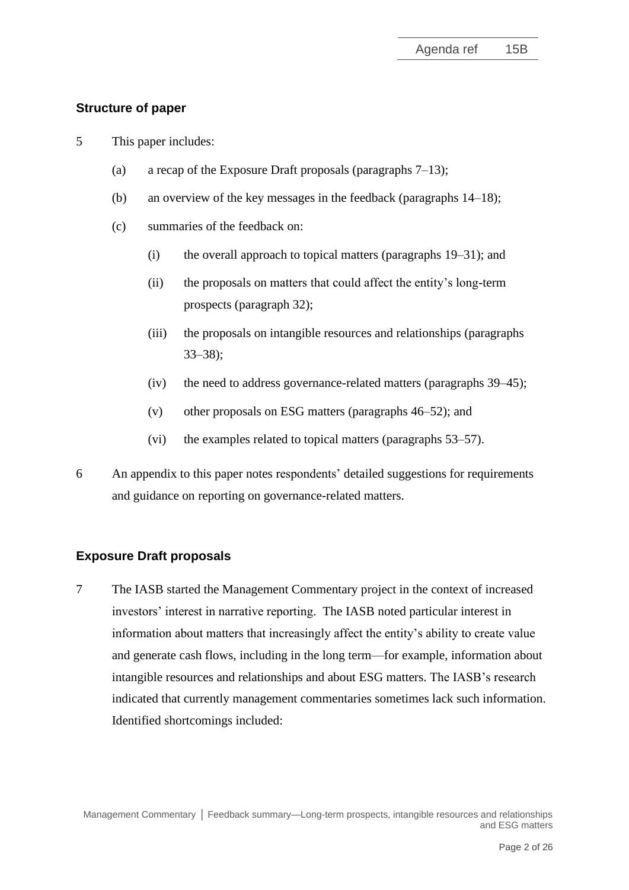## Structure of paper

5 This paper includes:

(a) a recap of the Exposure Draft proposals (paragraphs 7–13);

(b) an overview of the key messages in the feedback (paragraphs 14–18);

(c) summaries of the feedback on:

(i) the overall approach to topical matters (paragraphs 19–31); and

(ii) the proposals on matters that could affect the entity's long-term prospects (paragraph 32);

(iii) the proposals on intangible resources and relationships (paragraphs 33–38);

(iv) the need to address governance-related matters (paragraphs 39–45);

(v) other proposals on ESG matters (paragraphs 46–52); and

(vi) the examples related to topical matters (paragraphs 53–57).

6 An appendix to this paper notes respondents' detailed suggestions for requirements and guidance on reporting on governance-related matters.

## Exposure Draft proposals

7 The IASB started the Management Commentary project in the context of increased investors' interest in narrative reporting. The IASB noted particular interest in information about matters that increasingly affect the entity's ability to create value and generate cash flows, including in the long term—for example, information about intangible resources and relationships and about ESG matters. The IASB's research indicated that currently management commentaries sometimes lack such information. Identified shortcomings included: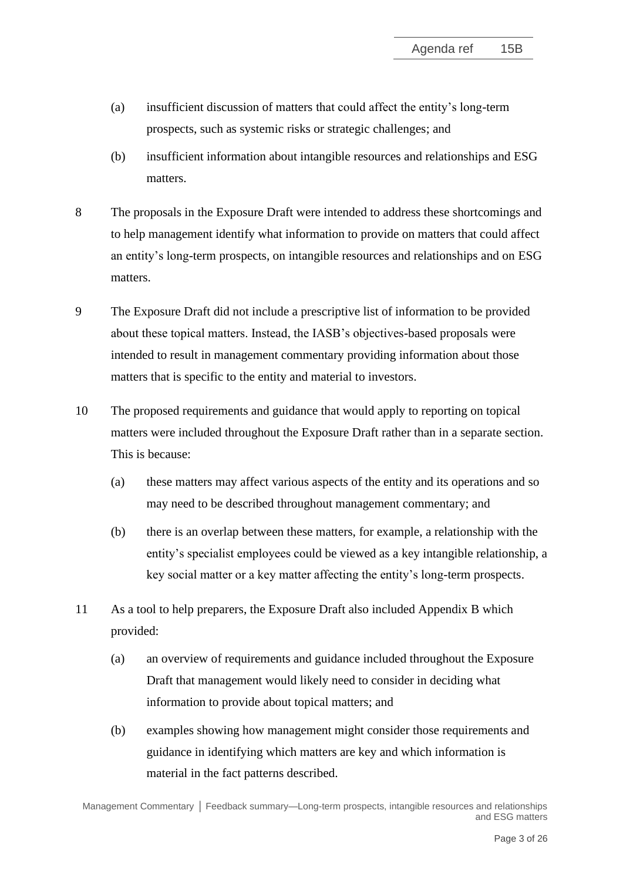(a) insufficient discussion of matters that could affect the entity's long-term prospects, such as systemic risks or strategic challenges; and

(b) insufficient information about intangible resources and relationships and ESG matters.

8 The proposals in the Exposure Draft were intended to address these shortcomings and to help management identify what information to provide on matters that could affect an entity's long-term prospects, on intangible resources and relationships and on ESG matters.

9 The Exposure Draft did not include a prescriptive list of information to be provided about these topical matters. Instead, the IASB's objectives-based proposals were intended to result in management commentary providing information about those matters that is specific to the entity and material to investors.

10 The proposed requirements and guidance that would apply to reporting on topical matters were included throughout the Exposure Draft rather than in a separate section. This is because:

(a) these matters may affect various aspects of the entity and its operations and so may need to be described throughout management commentary; and

(b) there is an overlap between these matters, for example, a relationship with the entity's specialist employees could be viewed as a key intangible relationship, a key social matter or a key matter affecting the entity's long-term prospects.

11 As a tool to help preparers, the Exposure Draft also included Appendix B which provided:

(a) an overview of requirements and guidance included throughout the Exposure Draft that management would likely need to consider in deciding what information to provide about topical matters; and

(b) examples showing how management might consider those requirements and guidance in identifying which matters are key and which information is material in the fact patterns described.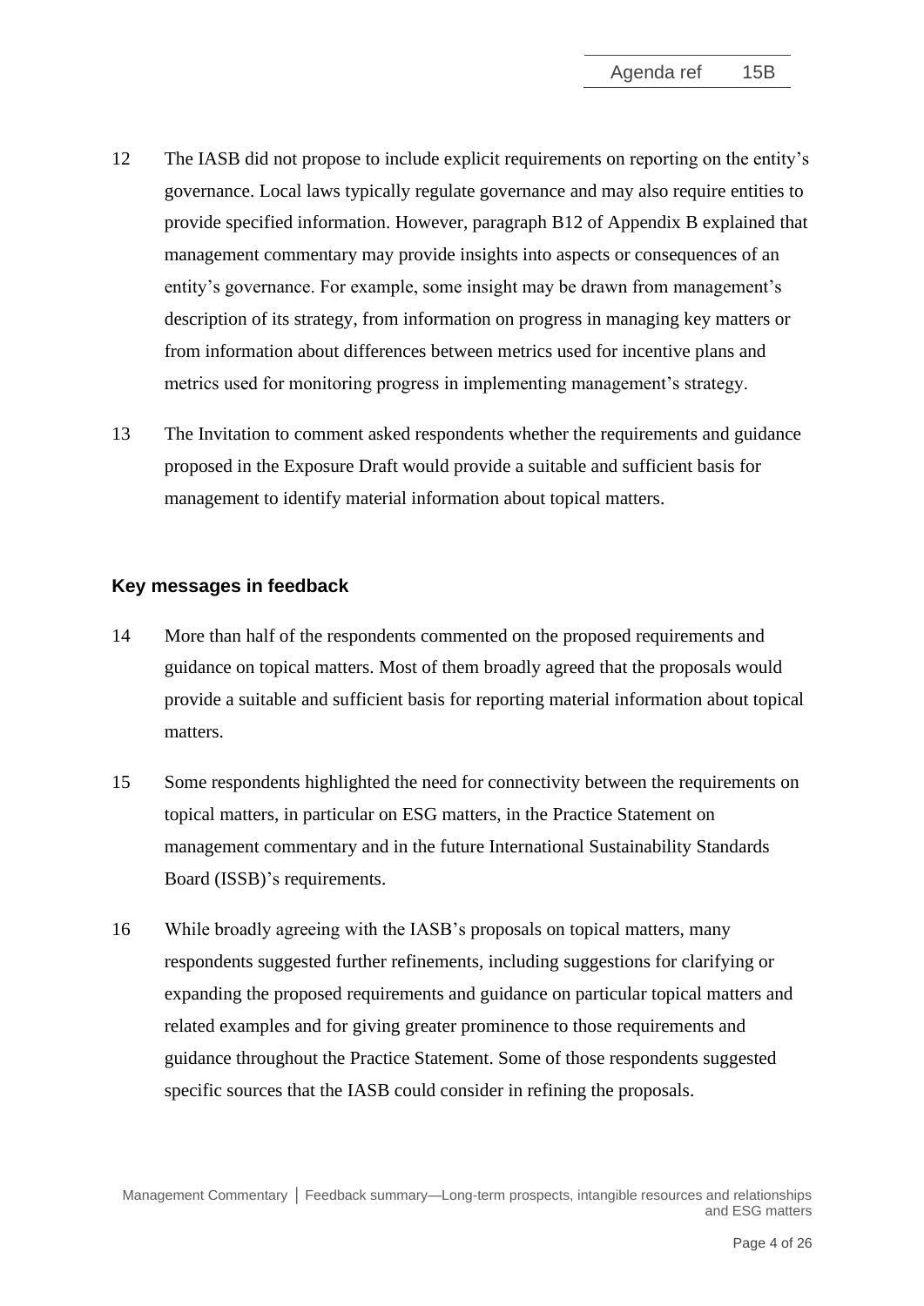12 The IASB did not propose to include explicit requirements on reporting on the entity's governance. Local laws typically regulate governance and may also require entities to provide specified information. However, paragraph B12 of Appendix B explained that management commentary may provide insights into aspects or consequences of an entity's governance. For example, some insight may be drawn from management's description of its strategy, from information on progress in managing key matters or from information about differences between metrics used for incentive plans and metrics used for monitoring progress in implementing management's strategy.

13 The Invitation to comment asked respondents whether the requirements and guidance proposed in the Exposure Draft would provide a suitable and sufficient basis for management to identify material information about topical matters.

## Key messages in feedback

14 More than half of the respondents commented on the proposed requirements and guidance on topical matters. Most of them broadly agreed that the proposals would provide a suitable and sufficient basis for reporting material information about topical matters.

15 Some respondents highlighted the need for connectivity between the requirements on topical matters, in particular on ESG matters, in the Practice Statement on management commentary and in the future International Sustainability Standards Board (ISSB)'s requirements.

16 While broadly agreeing with the IASB's proposals on topical matters, many respondents suggested further refinements, including suggestions for clarifying or expanding the proposed requirements and guidance on particular topical matters and related examples and for giving greater prominence to those requirements and guidance throughout the Practice Statement. Some of those respondents suggested specific sources that the IASB could consider in refining the proposals.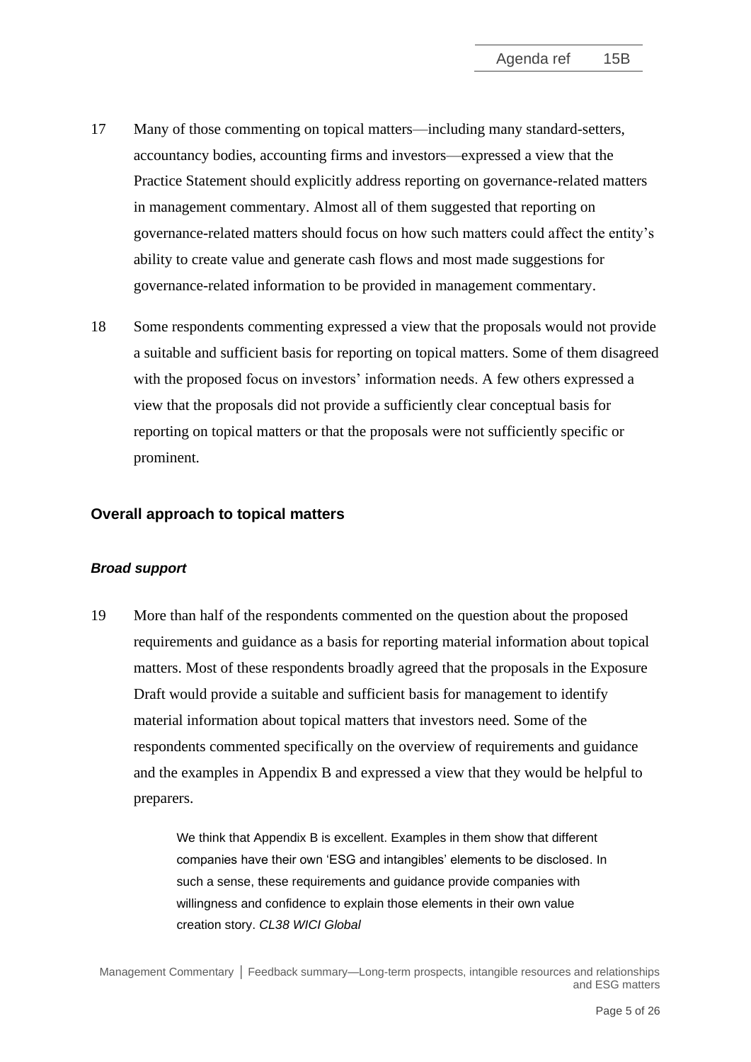17 Many of those commenting on topical matters—including many standard-setters, accountancy bodies, accounting firms and investors—expressed a view that the Practice Statement should explicitly address reporting on governance-related matters in management commentary. Almost all of them suggested that reporting on governance-related matters should focus on how such matters could affect the entity's ability to create value and generate cash flows and most made suggestions for governance-related information to be provided in management commentary.

18 Some respondents commenting expressed a view that the proposals would not provide a suitable and sufficient basis for reporting on topical matters. Some of them disagreed with the proposed focus on investors' information needs. A few others expressed a view that the proposals did not provide a sufficiently clear conceptual basis for reporting on topical matters or that the proposals were not sufficiently specific or prominent.

## Overall approach to topical matters

### *Broad support*

19 More than half of the respondents commented on the question about the proposed requirements and guidance as a basis for reporting material information about topical matters. Most of these respondents broadly agreed that the proposals in the Exposure Draft would provide a suitable and sufficient basis for management to identify material information about topical matters that investors need. Some of the respondents commented specifically on the overview of requirements and guidance and the examples in Appendix B and expressed a view that they would be helpful to preparers.

> We think that Appendix B is excellent. Examples in them show that different companies have their own 'ESG and intangibles' elements to be disclosed. In such a sense, these requirements and guidance provide companies with willingness and confidence to explain those elements in their own value creation story. *CL38 WICI Global*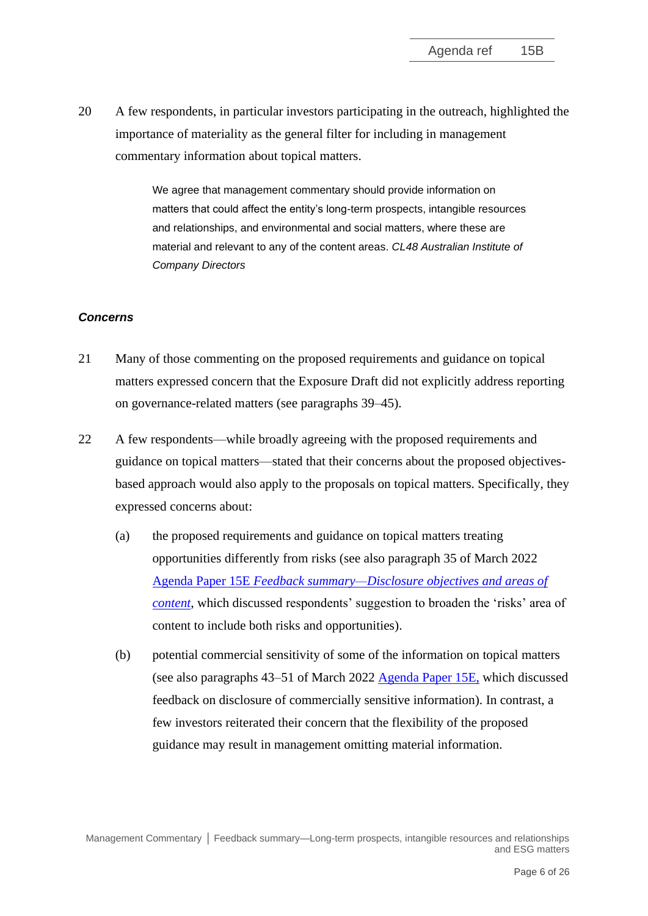20 A few respondents, in particular investors participating in the outreach, highlighted the importance of materiality as the general filter for including in management commentary information about topical matters.

> We agree that management commentary should provide information on matters that could affect the entity's long-term prospects, intangible resources and relationships, and environmental and social matters, where these are material and relevant to any of the content areas. *CL48 Australian Institute of Company Directors*

***Concerns***

21 Many of those commenting on the proposed requirements and guidance on topical matters expressed concern that the Exposure Draft did not explicitly address reporting on governance-related matters (see paragraphs 39–45).

22 A few respondents—while broadly agreeing with the proposed requirements and guidance on topical matters—stated that their concerns about the proposed objectives-based approach would also apply to the proposals on topical matters. Specifically, they expressed concerns about:

(a) the proposed requirements and guidance on topical matters treating opportunities differently from risks (see also paragraph 35 of March 2022 Agenda Paper 15E *Feedback summary—Disclosure objectives and areas of content*, which discussed respondents' suggestion to broaden the 'risks' area of content to include both risks and opportunities).

(b) potential commercial sensitivity of some of the information on topical matters (see also paragraphs 43–51 of March 2022 Agenda Paper 15E, which discussed feedback on disclosure of commercially sensitive information). In contrast, a few investors reiterated their concern that the flexibility of the proposed guidance may result in management omitting material information.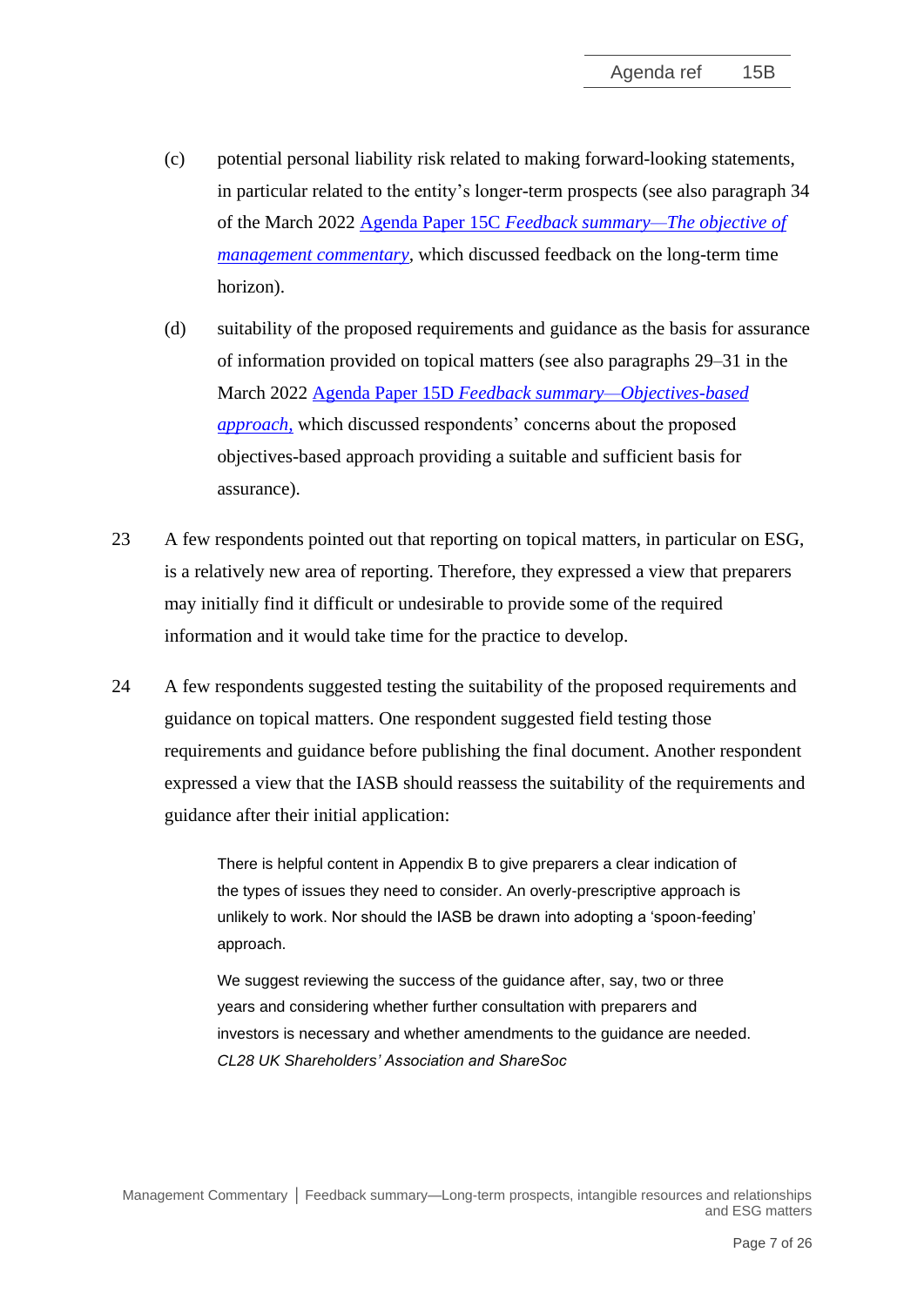(c) potential personal liability risk related to making forward-looking statements, in particular related to the entity's longer-term prospects (see also paragraph 34 of the March 2022 Agenda Paper 15C *Feedback summary—The objective of management commentary*, which discussed feedback on the long-term time horizon).

(d) suitability of the proposed requirements and guidance as the basis for assurance of information provided on topical matters (see also paragraphs 29–31 in the March 2022 Agenda Paper 15D *Feedback summary—Objectives-based approach*, which discussed respondents' concerns about the proposed objectives-based approach providing a suitable and sufficient basis for assurance).

23 A few respondents pointed out that reporting on topical matters, in particular on ESG, is a relatively new area of reporting. Therefore, they expressed a view that preparers may initially find it difficult or undesirable to provide some of the required information and it would take time for the practice to develop.

24 A few respondents suggested testing the suitability of the proposed requirements and guidance on topical matters. One respondent suggested field testing those requirements and guidance before publishing the final document. Another respondent expressed a view that the IASB should reassess the suitability of the requirements and guidance after their initial application:

> There is helpful content in Appendix B to give preparers a clear indication of the types of issues they need to consider. An overly-prescriptive approach is unlikely to work. Nor should the IASB be drawn into adopting a 'spoon-feeding' approach.
>
> We suggest reviewing the success of the guidance after, say, two or three years and considering whether further consultation with preparers and investors is necessary and whether amendments to the guidance are needed.
> *CL28 UK Shareholders' Association and ShareSoc*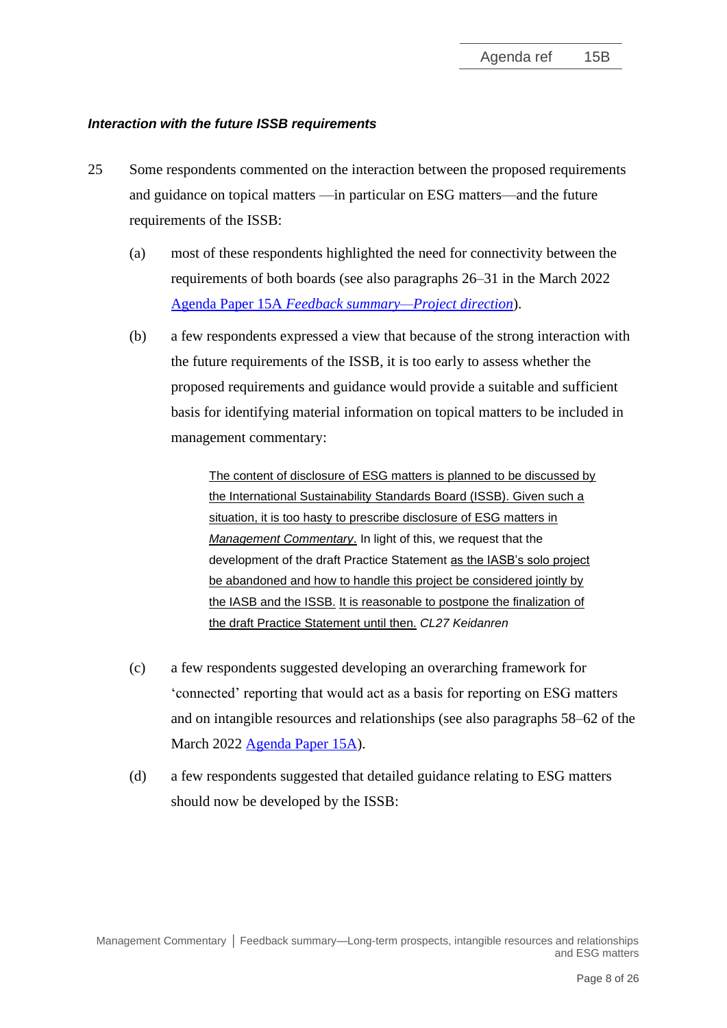***Interaction with the future ISSB requirements***

25 Some respondents commented on the interaction between the proposed requirements and guidance on topical matters —in particular on ESG matters—and the future requirements of the ISSB:

(a) most of these respondents highlighted the need for connectivity between the requirements of both boards (see also paragraphs 26–31 in the March 2022 Agenda Paper 15A *Feedback summary—Project direction*).

(b) a few respondents expressed a view that because of the strong interaction with the future requirements of the ISSB, it is too early to assess whether the proposed requirements and guidance would provide a suitable and sufficient basis for identifying material information on topical matters to be included in management commentary:

> The content of disclosure of ESG matters is planned to be discussed by the International Sustainability Standards Board (ISSB). Given such a situation, it is too hasty to prescribe disclosure of ESG matters in *Management Commentary*. In light of this, we request that the development of the draft Practice Statement as the IASB's solo project be abandoned and how to handle this project be considered jointly by the IASB and the ISSB. It is reasonable to postpone the finalization of the draft Practice Statement until then. *CL27 Keidanren*

(c) a few respondents suggested developing an overarching framework for 'connected' reporting that would act as a basis for reporting on ESG matters and on intangible resources and relationships (see also paragraphs 58–62 of the March 2022 Agenda Paper 15A).

(d) a few respondents suggested that detailed guidance relating to ESG matters should now be developed by the ISSB: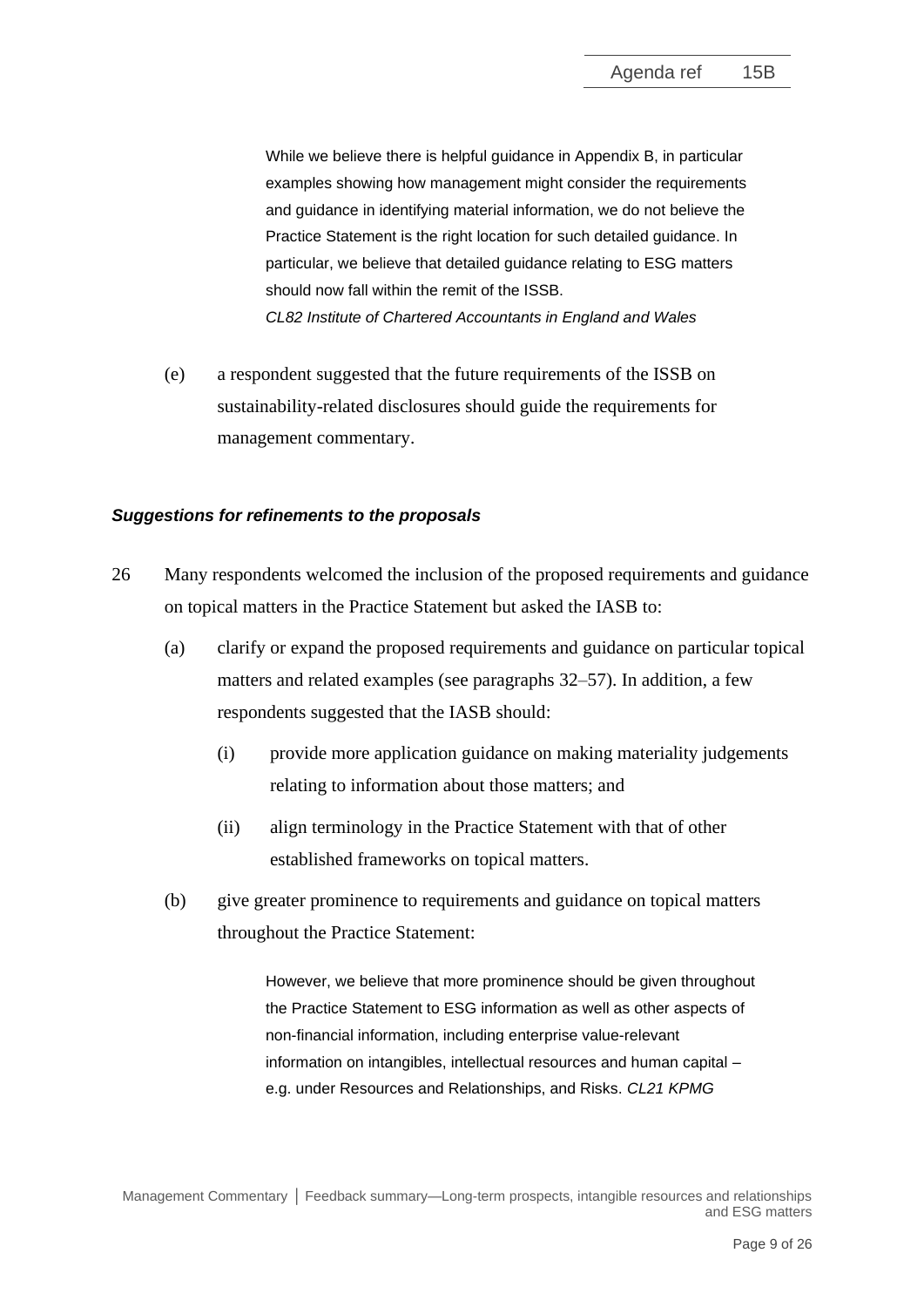> While we believe there is helpful guidance in Appendix B, in particular examples showing how management might consider the requirements and guidance in identifying material information, we do not believe the Practice Statement is the right location for such detailed guidance. In particular, we believe that detailed guidance relating to ESG matters should now fall within the remit of the ISSB.
> *CL82 Institute of Chartered Accountants in England and Wales*

(e) a respondent suggested that the future requirements of the ISSB on sustainability-related disclosures should guide the requirements for management commentary.

### *Suggestions for refinements to the proposals*

26 Many respondents welcomed the inclusion of the proposed requirements and guidance on topical matters in the Practice Statement but asked the IASB to:

(a) clarify or expand the proposed requirements and guidance on particular topical matters and related examples (see paragraphs 32–57). In addition, a few respondents suggested that the IASB should:

  (i) provide more application guidance on making materiality judgements relating to information about those matters; and

  (ii) align terminology in the Practice Statement with that of other established frameworks on topical matters.

(b) give greater prominence to requirements and guidance on topical matters throughout the Practice Statement:

> However, we believe that more prominence should be given throughout the Practice Statement to ESG information as well as other aspects of non-financial information, including enterprise value-relevant information on intangibles, intellectual resources and human capital – e.g. under Resources and Relationships, and Risks. *CL21 KPMG*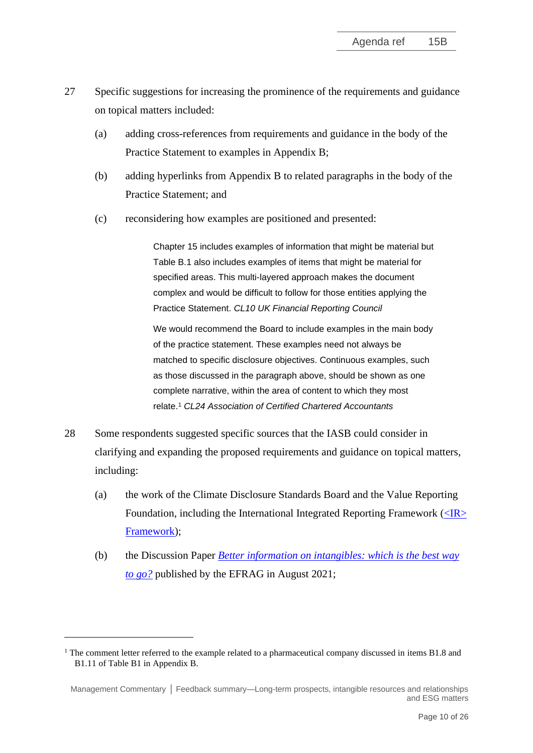27 Specific suggestions for increasing the prominence of the requirements and guidance on topical matters included:

(a) adding cross-references from requirements and guidance in the body of the Practice Statement to examples in Appendix B;

(b) adding hyperlinks from Appendix B to related paragraphs in the body of the Practice Statement; and

(c) reconsidering how examples are positioned and presented:

> Chapter 15 includes examples of information that might be material but Table B.1 also includes examples of items that might be material for specified areas. This multi-layered approach makes the document complex and would be difficult to follow for those entities applying the Practice Statement. *CL10 UK Financial Reporting Council*
>
> We would recommend the Board to include examples in the main body of the practice statement. These examples need not always be matched to specific disclosure objectives. Continuous examples, such as those discussed in the paragraph above, should be shown as one complete narrative, within the area of content to which they most relate.[1] *CL24 Association of Certified Chartered Accountants*

28 Some respondents suggested specific sources that the IASB could consider in clarifying and expanding the proposed requirements and guidance on topical matters, including:

(a) the work of the Climate Disclosure Standards Board and the Value Reporting Foundation, including the International Integrated Reporting Framework (<IR> Framework);

(b) the Discussion Paper *Better information on intangibles: which is the best way to go?* published by the EFRAG in August 2021;

---

[1] The comment letter referred to the example related to a pharmaceutical company discussed in items B1.8 and B1.11 of Table B1 in Appendix B.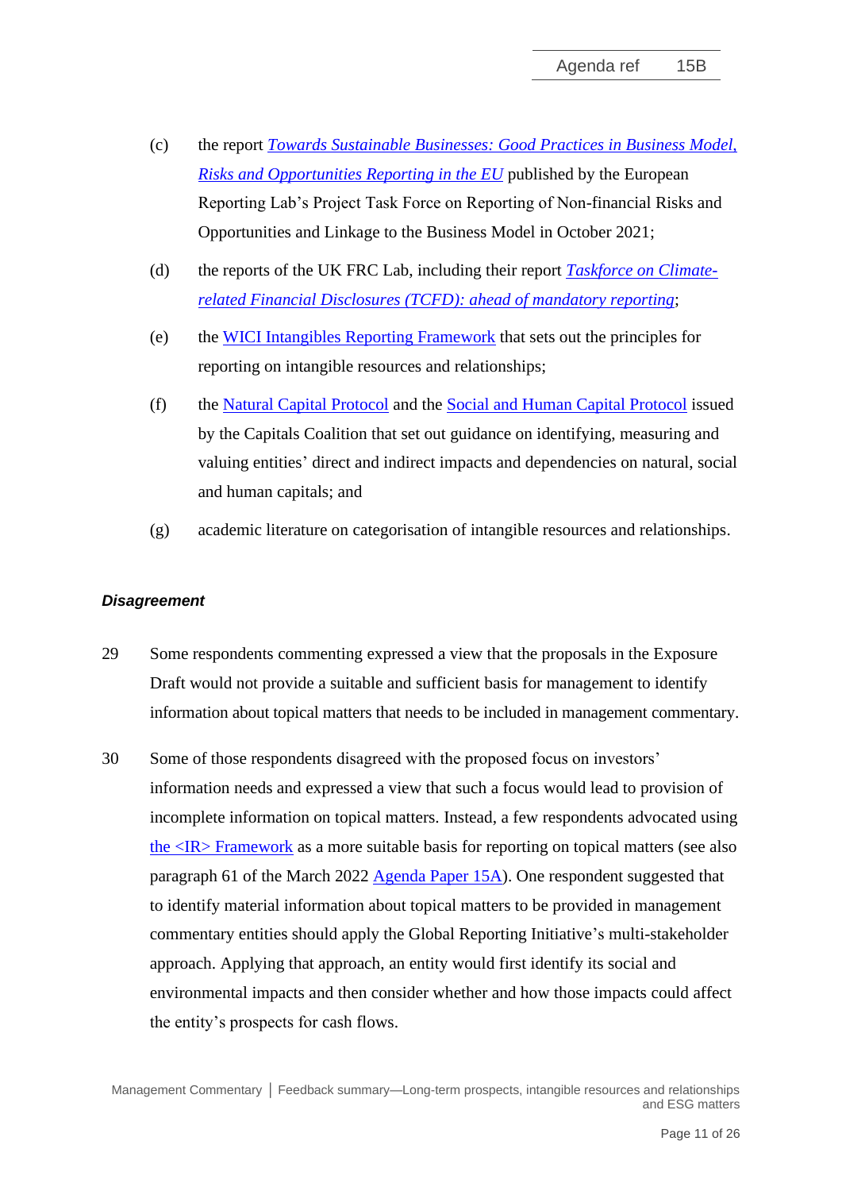(c) the report *Towards Sustainable Businesses: Good Practices in Business Model, Risks and Opportunities Reporting in the EU* published by the European Reporting Lab's Project Task Force on Reporting of Non-financial Risks and Opportunities and Linkage to the Business Model in October 2021;

(d) the reports of the UK FRC Lab, including their report *Taskforce on Climate-related Financial Disclosures (TCFD): ahead of mandatory reporting*;

(e) the WICI Intangibles Reporting Framework that sets out the principles for reporting on intangible resources and relationships;

(f) the Natural Capital Protocol and the Social and Human Capital Protocol issued by the Capitals Coalition that set out guidance on identifying, measuring and valuing entities' direct and indirect impacts and dependencies on natural, social and human capitals; and

(g) academic literature on categorisation of intangible resources and relationships.

***Disagreement***

29 Some respondents commenting expressed a view that the proposals in the Exposure Draft would not provide a suitable and sufficient basis for management to identify information about topical matters that needs to be included in management commentary.

30 Some of those respondents disagreed with the proposed focus on investors' information needs and expressed a view that such a focus would lead to provision of incomplete information on topical matters. Instead, a few respondents advocated using the <IR> Framework as a more suitable basis for reporting on topical matters (see also paragraph 61 of the March 2022 Agenda Paper 15A). One respondent suggested that to identify material information about topical matters to be provided in management commentary entities should apply the Global Reporting Initiative's multi-stakeholder approach. Applying that approach, an entity would first identify its social and environmental impacts and then consider whether and how those impacts could affect the entity's prospects for cash flows.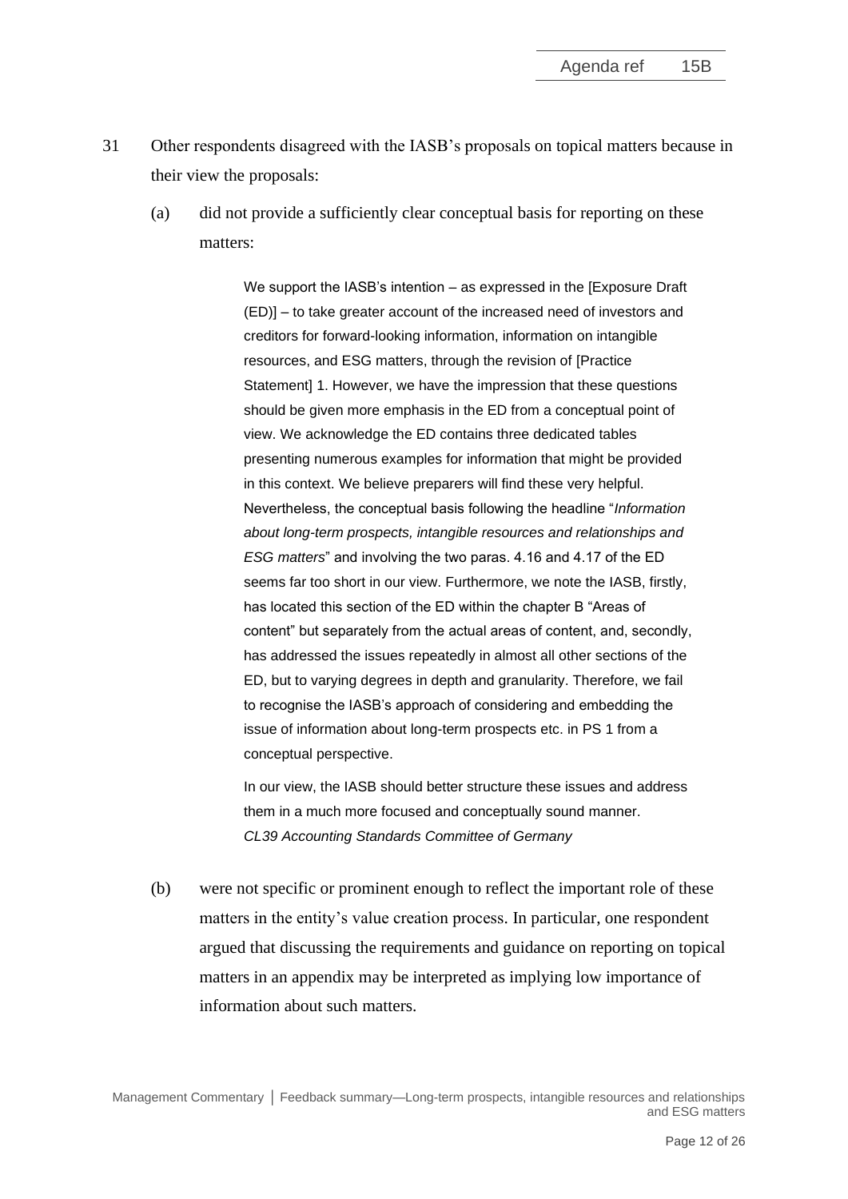31 Other respondents disagreed with the IASB's proposals on topical matters because in their view the proposals:

(a) did not provide a sufficiently clear conceptual basis for reporting on these matters:

> We support the IASB's intention – as expressed in the [Exposure Draft (ED)] – to take greater account of the increased need of investors and creditors for forward-looking information, information on intangible resources, and ESG matters, through the revision of [Practice Statement] 1. However, we have the impression that these questions should be given more emphasis in the ED from a conceptual point of view. We acknowledge the ED contains three dedicated tables presenting numerous examples for information that might be provided in this context. We believe preparers will find these very helpful. Nevertheless, the conceptual basis following the headline "*Information about long-term prospects, intangible resources and relationships and ESG matters*" and involving the two paras. 4.16 and 4.17 of the ED seems far too short in our view. Furthermore, we note the IASB, firstly, has located this section of the ED within the chapter B "Areas of content" but separately from the actual areas of content, and, secondly, has addressed the issues repeatedly in almost all other sections of the ED, but to varying degrees in depth and granularity. Therefore, we fail to recognise the IASB's approach of considering and embedding the issue of information about long-term prospects etc. in PS 1 from a conceptual perspective.
>
> In our view, the IASB should better structure these issues and address them in a much more focused and conceptually sound manner.
> *CL39 Accounting Standards Committee of Germany*

(b) were not specific or prominent enough to reflect the important role of these matters in the entity's value creation process. In particular, one respondent argued that discussing the requirements and guidance on reporting on topical matters in an appendix may be interpreted as implying low importance of information about such matters.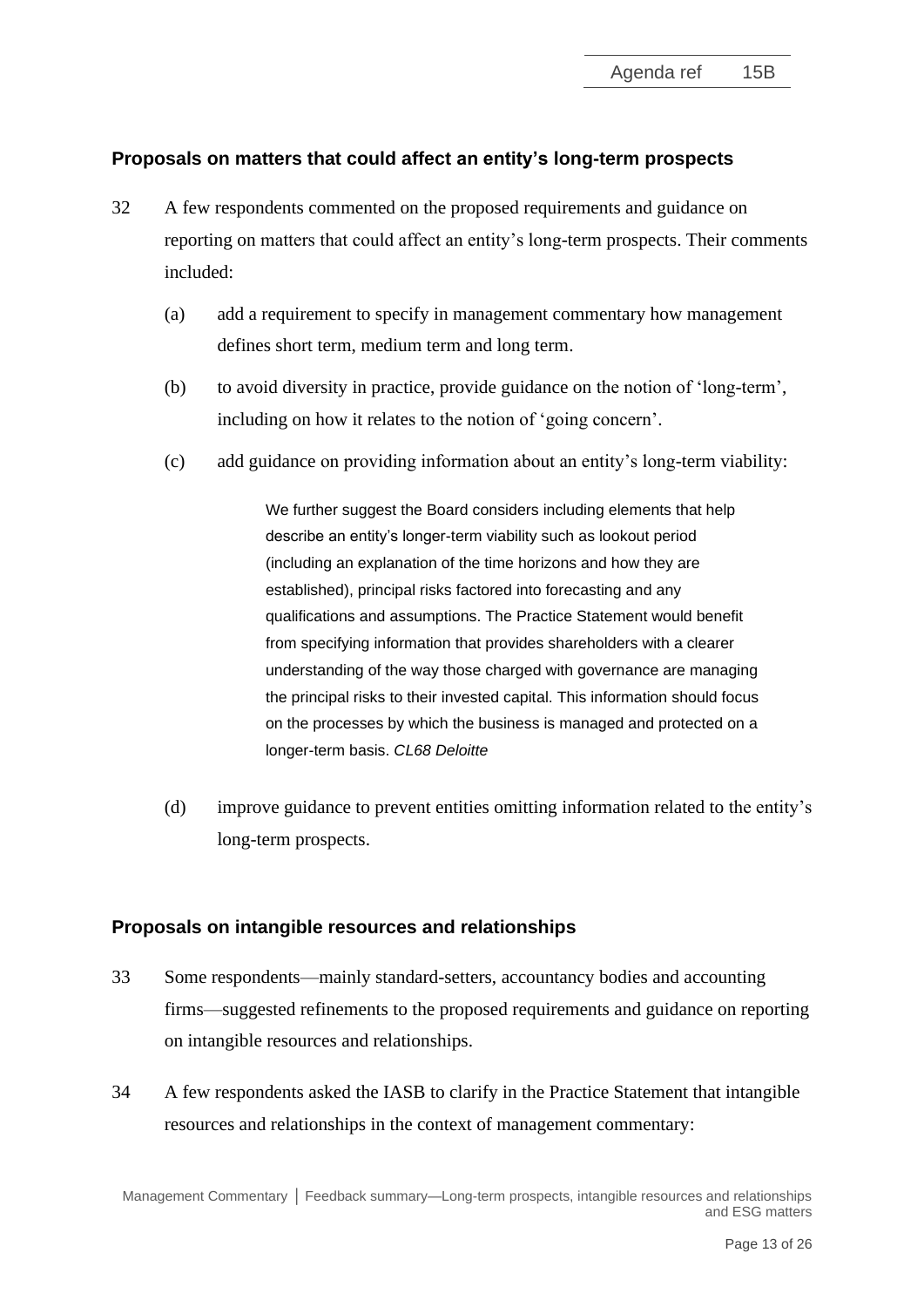## Proposals on matters that could affect an entity's long-term prospects

32 A few respondents commented on the proposed requirements and guidance on reporting on matters that could affect an entity's long-term prospects. Their comments included:

(a) add a requirement to specify in management commentary how management defines short term, medium term and long term.

(b) to avoid diversity in practice, provide guidance on the notion of 'long-term', including on how it relates to the notion of 'going concern'.

(c) add guidance on providing information about an entity's long-term viability:

> We further suggest the Board considers including elements that help describe an entity's longer-term viability such as lookout period (including an explanation of the time horizons and how they are established), principal risks factored into forecasting and any qualifications and assumptions. The Practice Statement would benefit from specifying information that provides shareholders with a clearer understanding of the way those charged with governance are managing the principal risks to their invested capital. This information should focus on the processes by which the business is managed and protected on a longer-term basis. *CL68 Deloitte*

(d) improve guidance to prevent entities omitting information related to the entity's long-term prospects.

## Proposals on intangible resources and relationships

33 Some respondents—mainly standard-setters, accountancy bodies and accounting firms—suggested refinements to the proposed requirements and guidance on reporting on intangible resources and relationships.

34 A few respondents asked the IASB to clarify in the Practice Statement that intangible resources and relationships in the context of management commentary: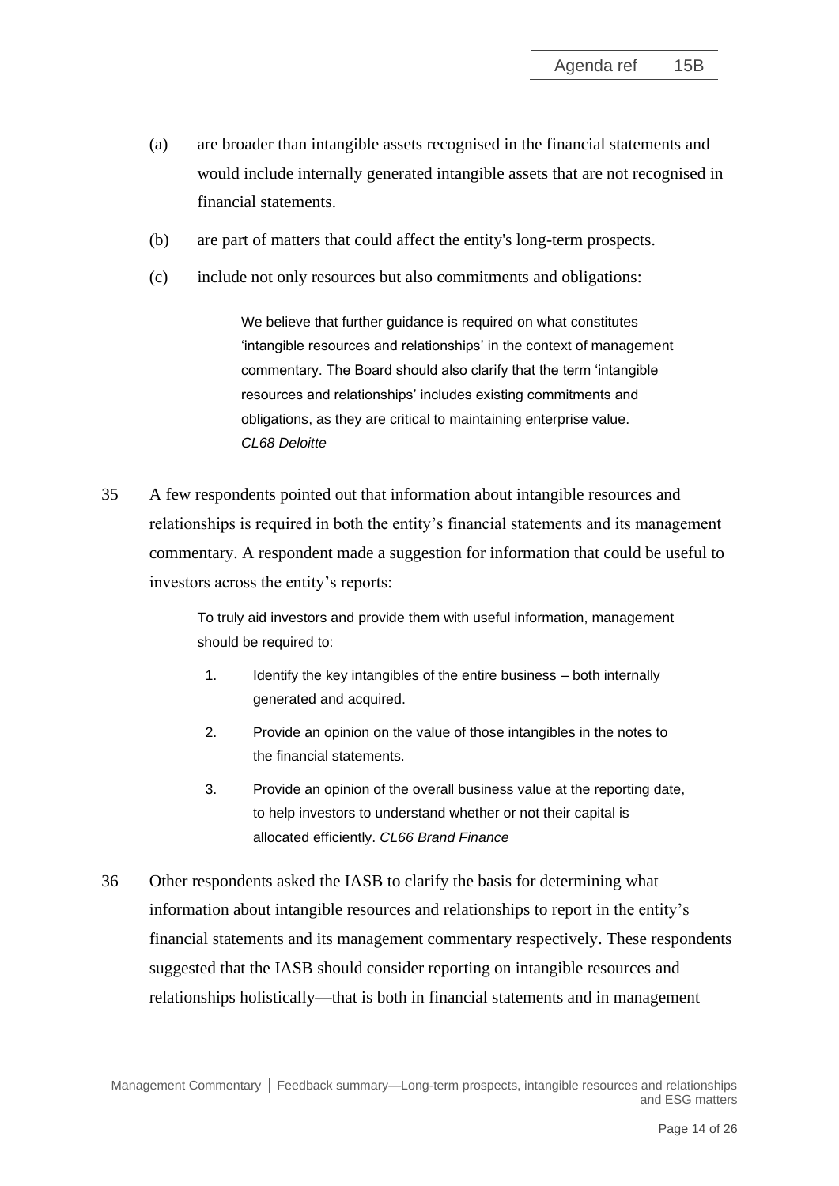(a) are broader than intangible assets recognised in the financial statements and would include internally generated intangible assets that are not recognised in financial statements.

(b) are part of matters that could affect the entity's long-term prospects.

(c) include not only resources but also commitments and obligations:

> We believe that further guidance is required on what constitutes 'intangible resources and relationships' in the context of management commentary. The Board should also clarify that the term 'intangible resources and relationships' includes existing commitments and obligations, as they are critical to maintaining enterprise value. *CL68 Deloitte*

35 A few respondents pointed out that information about intangible resources and relationships is required in both the entity's financial statements and its management commentary. A respondent made a suggestion for information that could be useful to investors across the entity's reports:

> To truly aid investors and provide them with useful information, management should be required to:
>
> 1. Identify the key intangibles of the entire business – both internally generated and acquired.
> 2. Provide an opinion on the value of those intangibles in the notes to the financial statements.
> 3. Provide an opinion of the overall business value at the reporting date, to help investors to understand whether or not their capital is allocated efficiently. *CL66 Brand Finance*

36 Other respondents asked the IASB to clarify the basis for determining what information about intangible resources and relationships to report in the entity's financial statements and its management commentary respectively. These respondents suggested that the IASB should consider reporting on intangible resources and relationships holistically—that is both in financial statements and in management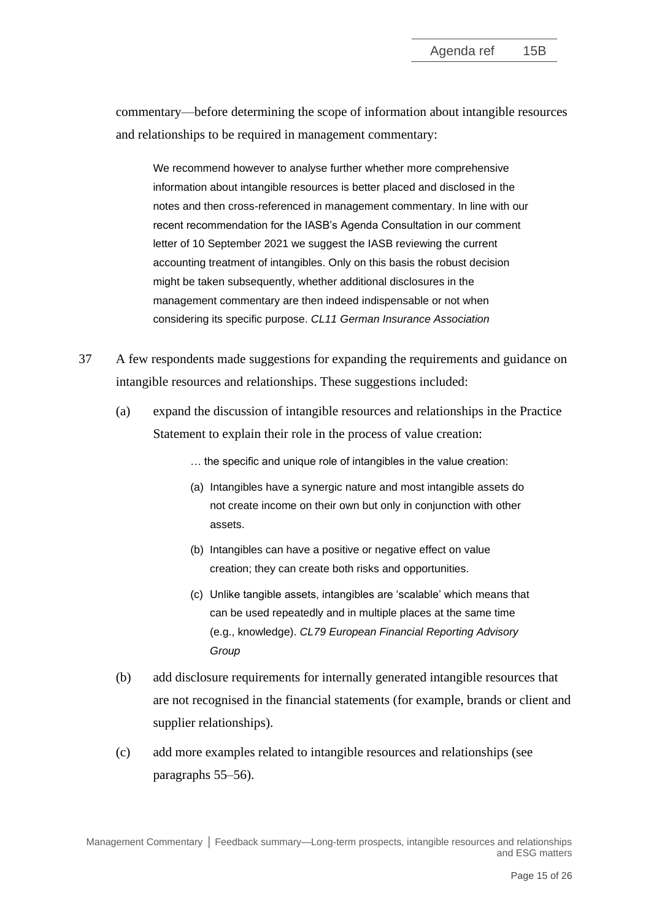commentary—before determining the scope of information about intangible resources and relationships to be required in management commentary:

> We recommend however to analyse further whether more comprehensive information about intangible resources is better placed and disclosed in the notes and then cross-referenced in management commentary. In line with our recent recommendation for the IASB's Agenda Consultation in our comment letter of 10 September 2021 we suggest the IASB reviewing the current accounting treatment of intangibles. Only on this basis the robust decision might be taken subsequently, whether additional disclosures in the management commentary are then indeed indispensable or not when considering its specific purpose. *CL11 German Insurance Association*

37 A few respondents made suggestions for expanding the requirements and guidance on intangible resources and relationships. These suggestions included:

(a) expand the discussion of intangible resources and relationships in the Practice Statement to explain their role in the process of value creation:

> … the specific and unique role of intangibles in the value creation:
>
> (a) Intangibles have a synergic nature and most intangible assets do not create income on their own but only in conjunction with other assets.
>
> (b) Intangibles can have a positive or negative effect on value creation; they can create both risks and opportunities.
>
> (c) Unlike tangible assets, intangibles are 'scalable' which means that can be used repeatedly and in multiple places at the same time (e.g., knowledge). *CL79 European Financial Reporting Advisory Group*

(b) add disclosure requirements for internally generated intangible resources that are not recognised in the financial statements (for example, brands or client and supplier relationships).

(c) add more examples related to intangible resources and relationships (see paragraphs 55–56).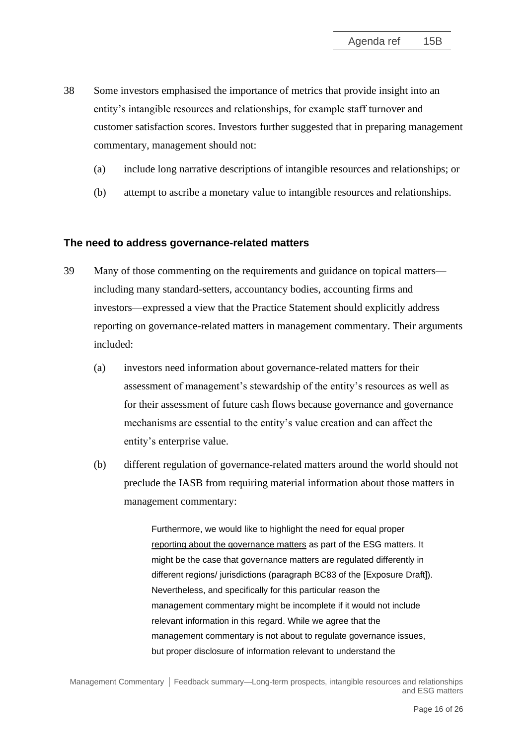38 Some investors emphasised the importance of metrics that provide insight into an entity's intangible resources and relationships, for example staff turnover and customer satisfaction scores. Investors further suggested that in preparing management commentary, management should not:

(a) include long narrative descriptions of intangible resources and relationships; or

(b) attempt to ascribe a monetary value to intangible resources and relationships.

### The need to address governance-related matters

39 Many of those commenting on the requirements and guidance on topical matters—including many standard-setters, accountancy bodies, accounting firms and investors—expressed a view that the Practice Statement should explicitly address reporting on governance-related matters in management commentary. Their arguments included:

(a) investors need information about governance-related matters for their assessment of management's stewardship of the entity's resources as well as for their assessment of future cash flows because governance and governance mechanisms are essential to the entity's value creation and can affect the entity's enterprise value.

(b) different regulation of governance-related matters around the world should not preclude the IASB from requiring material information about those matters in management commentary:

> Furthermore, we would like to highlight the need for equal proper reporting about the governance matters as part of the ESG matters. It might be the case that governance matters are regulated differently in different regions/ jurisdictions (paragraph BC83 of the [Exposure Draft]). Nevertheless, and specifically for this particular reason the management commentary might be incomplete if it would not include relevant information in this regard. While we agree that the management commentary is not about to regulate governance issues, but proper disclosure of information relevant to understand the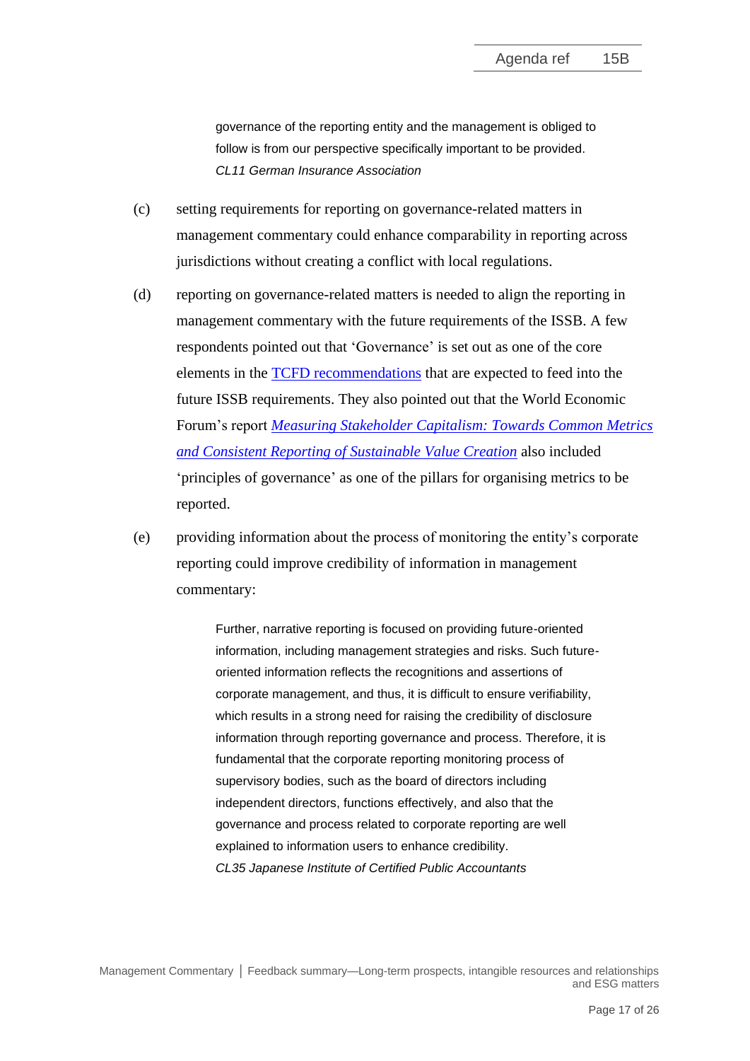> governance of the reporting entity and the management is obliged to follow is from our perspective specifically important to be provided.
> *CL11 German Insurance Association*

(c) setting requirements for reporting on governance-related matters in management commentary could enhance comparability in reporting across jurisdictions without creating a conflict with local regulations.

(d) reporting on governance-related matters is needed to align the reporting in management commentary with the future requirements of the ISSB. A few respondents pointed out that 'Governance' is set out as one of the core elements in the [TCFD recommendations]() that are expected to feed into the future ISSB requirements. They also pointed out that the World Economic Forum's report [*Measuring Stakeholder Capitalism: Towards Common Metrics and Consistent Reporting of Sustainable Value Creation*]() also included 'principles of governance' as one of the pillars for organising metrics to be reported.

(e) providing information about the process of monitoring the entity's corporate reporting could improve credibility of information in management commentary:

> Further, narrative reporting is focused on providing future-oriented information, including management strategies and risks. Such future-oriented information reflects the recognitions and assertions of corporate management, and thus, it is difficult to ensure verifiability, which results in a strong need for raising the credibility of disclosure information through reporting governance and process. Therefore, it is fundamental that the corporate reporting monitoring process of supervisory bodies, such as the board of directors including independent directors, functions effectively, and also that the governance and process related to corporate reporting are well explained to information users to enhance credibility.
> *CL35 Japanese Institute of Certified Public Accountants*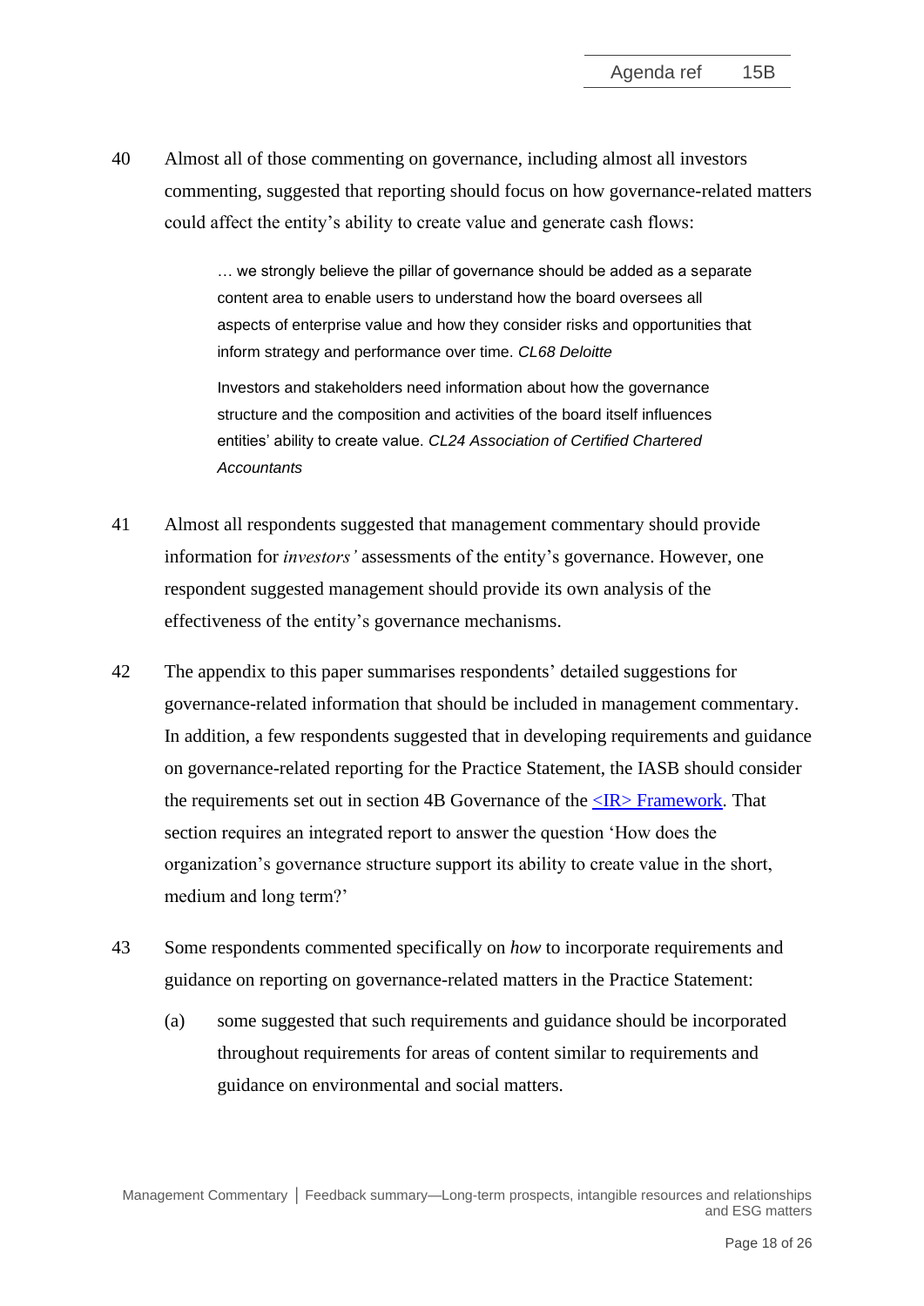40 Almost all of those commenting on governance, including almost all investors commenting, suggested that reporting should focus on how governance-related matters could affect the entity's ability to create value and generate cash flows:

> … we strongly believe the pillar of governance should be added as a separate content area to enable users to understand how the board oversees all aspects of enterprise value and how they consider risks and opportunities that inform strategy and performance over time. *CL68 Deloitte*
>
> Investors and stakeholders need information about how the governance structure and the composition and activities of the board itself influences entities' ability to create value. *CL24 Association of Certified Chartered Accountants*

41 Almost all respondents suggested that management commentary should provide information for *investors'* assessments of the entity's governance. However, one respondent suggested management should provide its own analysis of the effectiveness of the entity's governance mechanisms.

42 The appendix to this paper summarises respondents' detailed suggestions for governance-related information that should be included in management commentary. In addition, a few respondents suggested that in developing requirements and guidance on governance-related reporting for the Practice Statement, the IASB should consider the requirements set out in section 4B Governance of the <IR> Framework. That section requires an integrated report to answer the question 'How does the organization's governance structure support its ability to create value in the short, medium and long term?'

43 Some respondents commented specifically on *how* to incorporate requirements and guidance on reporting on governance-related matters in the Practice Statement:

(a) some suggested that such requirements and guidance should be incorporated throughout requirements for areas of content similar to requirements and guidance on environmental and social matters.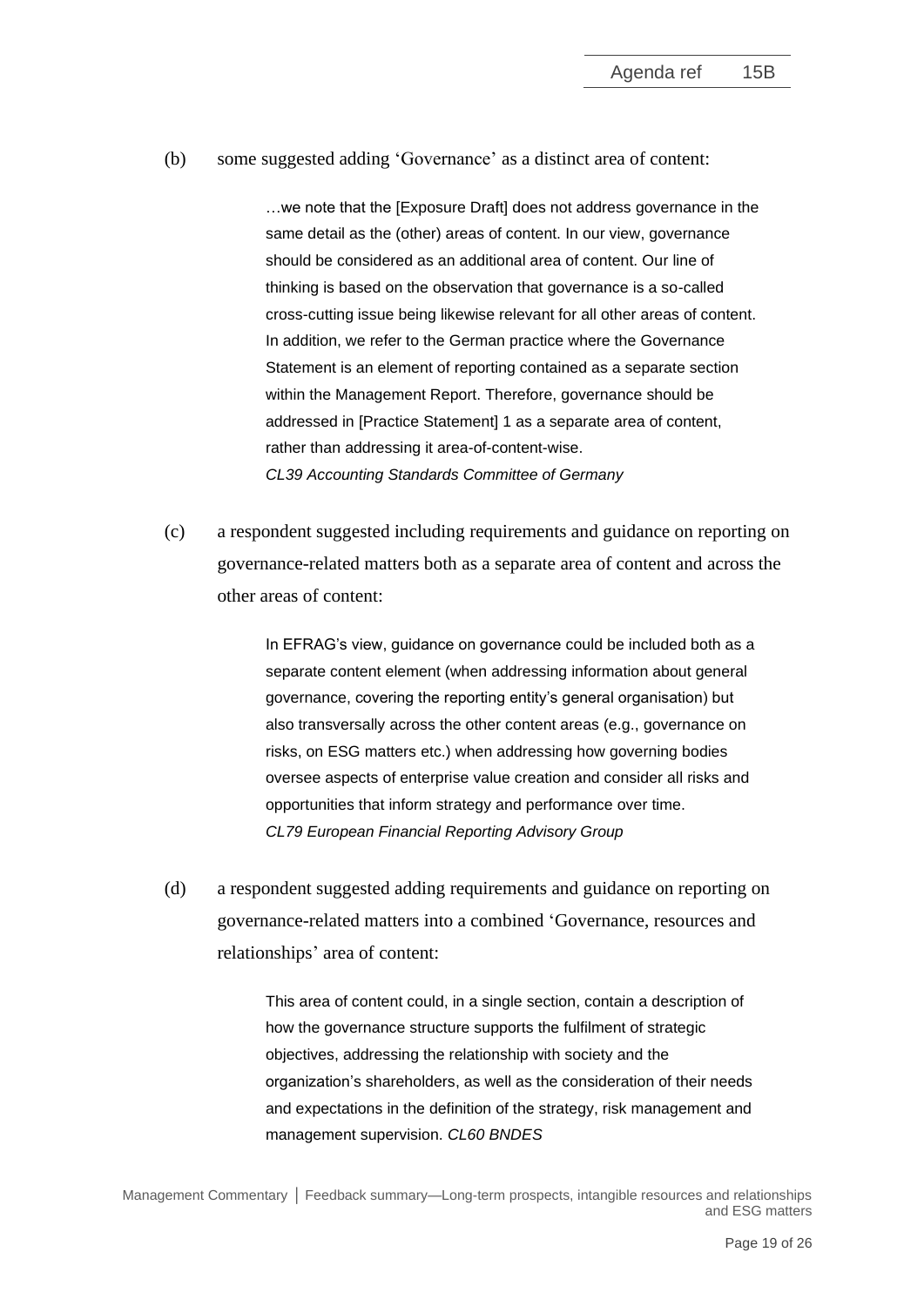(b) some suggested adding 'Governance' as a distinct area of content:

> …we note that the [Exposure Draft] does not address governance in the same detail as the (other) areas of content. In our view, governance should be considered as an additional area of content. Our line of thinking is based on the observation that governance is a so-called cross-cutting issue being likewise relevant for all other areas of content. In addition, we refer to the German practice where the Governance Statement is an element of reporting contained as a separate section within the Management Report. Therefore, governance should be addressed in [Practice Statement] 1 as a separate area of content, rather than addressing it area-of-content-wise.
> *CL39 Accounting Standards Committee of Germany*

(c) a respondent suggested including requirements and guidance on reporting on governance-related matters both as a separate area of content and across the other areas of content:

> In EFRAG's view, guidance on governance could be included both as a separate content element (when addressing information about general governance, covering the reporting entity's general organisation) but also transversally across the other content areas (e.g., governance on risks, on ESG matters etc.) when addressing how governing bodies oversee aspects of enterprise value creation and consider all risks and opportunities that inform strategy and performance over time.
> *CL79 European Financial Reporting Advisory Group*

(d) a respondent suggested adding requirements and guidance on reporting on governance-related matters into a combined 'Governance, resources and relationships' area of content:

> This area of content could, in a single section, contain a description of how the governance structure supports the fulfilment of strategic objectives, addressing the relationship with society and the organization's shareholders, as well as the consideration of their needs and expectations in the definition of the strategy, risk management and management supervision. *CL60 BNDES*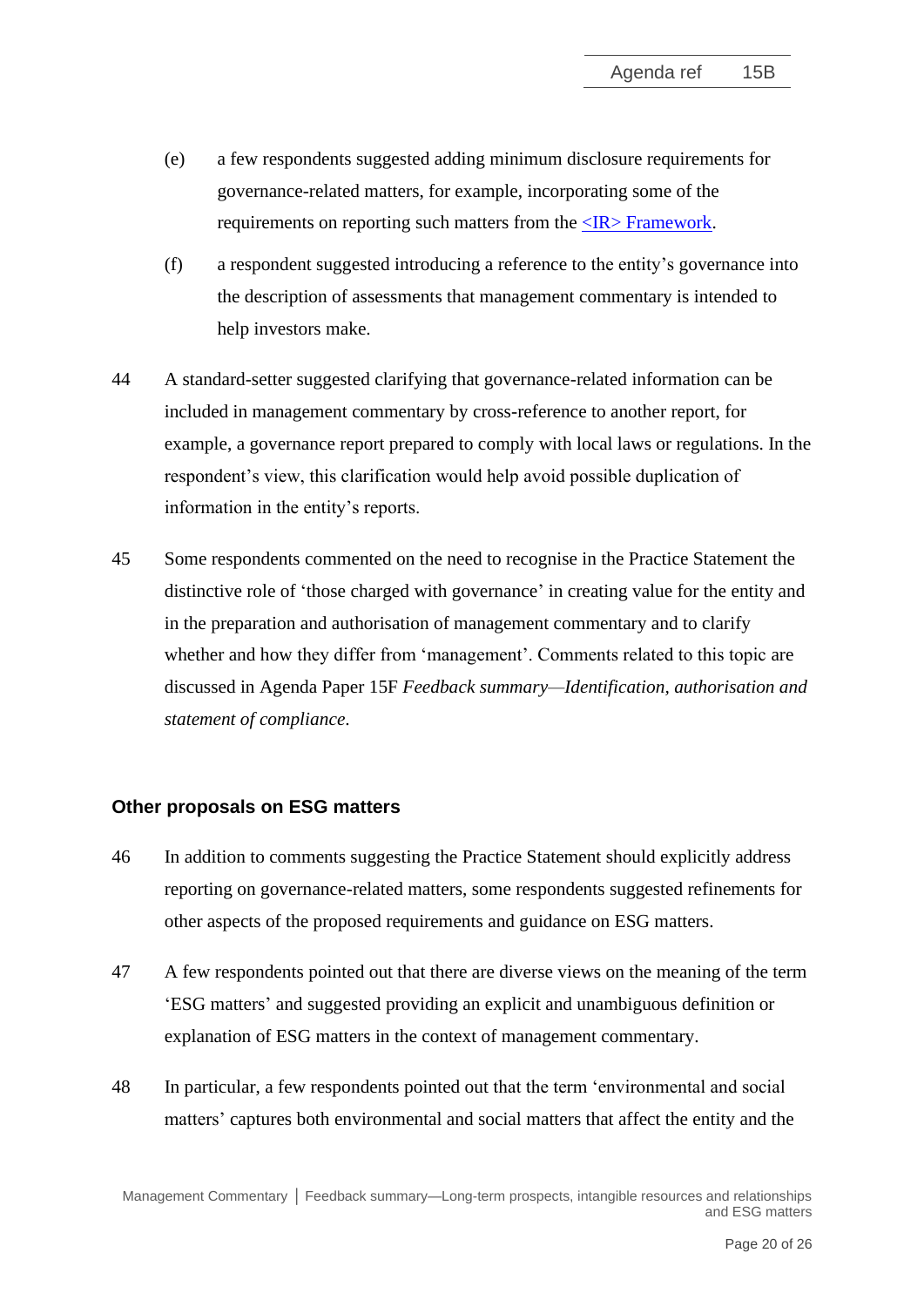(e) a few respondents suggested adding minimum disclosure requirements for governance-related matters, for example, incorporating some of the requirements on reporting such matters from the <IR> Framework.

(f) a respondent suggested introducing a reference to the entity's governance into the description of assessments that management commentary is intended to help investors make.

44 A standard-setter suggested clarifying that governance-related information can be included in management commentary by cross-reference to another report, for example, a governance report prepared to comply with local laws or regulations. In the respondent's view, this clarification would help avoid possible duplication of information in the entity's reports.

45 Some respondents commented on the need to recognise in the Practice Statement the distinctive role of 'those charged with governance' in creating value for the entity and in the preparation and authorisation of management commentary and to clarify whether and how they differ from 'management'. Comments related to this topic are discussed in Agenda Paper 15F *Feedback summary—Identification, authorisation and statement of compliance*.

### Other proposals on ESG matters

46 In addition to comments suggesting the Practice Statement should explicitly address reporting on governance-related matters, some respondents suggested refinements for other aspects of the proposed requirements and guidance on ESG matters.

47 A few respondents pointed out that there are diverse views on the meaning of the term 'ESG matters' and suggested providing an explicit and unambiguous definition or explanation of ESG matters in the context of management commentary.

48 In particular, a few respondents pointed out that the term 'environmental and social matters' captures both environmental and social matters that affect the entity and the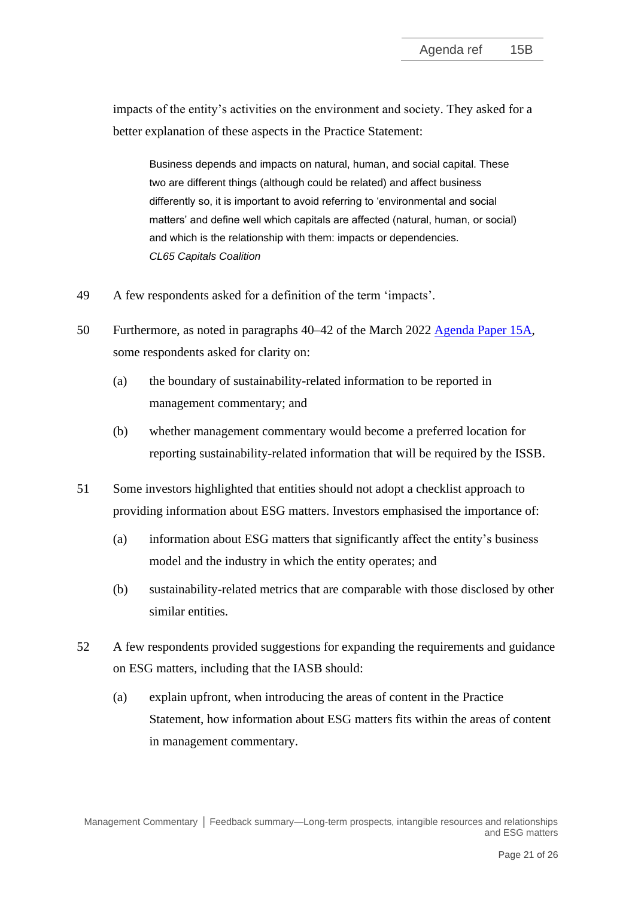impacts of the entity's activities on the environment and society. They asked for a better explanation of these aspects in the Practice Statement:

> Business depends and impacts on natural, human, and social capital. These two are different things (although could be related) and affect business differently so, it is important to avoid referring to 'environmental and social matters' and define well which capitals are affected (natural, human, or social) and which is the relationship with them: impacts or dependencies.
> *CL65 Capitals Coalition*

49 A few respondents asked for a definition of the term 'impacts'.

50 Furthermore, as noted in paragraphs 40–42 of the March 2022 Agenda Paper 15A, some respondents asked for clarity on:

- (a) the boundary of sustainability-related information to be reported in management commentary; and
- (b) whether management commentary would become a preferred location for reporting sustainability-related information that will be required by the ISSB.

51 Some investors highlighted that entities should not adopt a checklist approach to providing information about ESG matters. Investors emphasised the importance of:

- (a) information about ESG matters that significantly affect the entity's business model and the industry in which the entity operates; and
- (b) sustainability-related metrics that are comparable with those disclosed by other similar entities.

52 A few respondents provided suggestions for expanding the requirements and guidance on ESG matters, including that the IASB should:

- (a) explain upfront, when introducing the areas of content in the Practice Statement, how information about ESG matters fits within the areas of content in management commentary.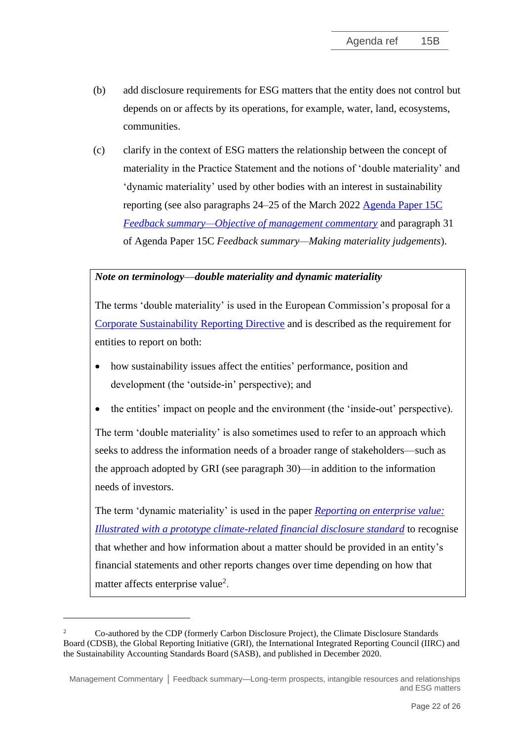(b) add disclosure requirements for ESG matters that the entity does not control but depends on or affects by its operations, for example, water, land, ecosystems, communities.

(c) clarify in the context of ESG matters the relationship between the concept of materiality in the Practice Statement and the notions of 'double materiality' and 'dynamic materiality' used by other bodies with an interest in sustainability reporting (see also paragraphs 24–25 of the March 2022 [Agenda Paper 15C *Feedback summary—Objective of management commentary*]() and paragraph 31 of Agenda Paper 15C *Feedback summary—Making materiality judgements*).

> ***Note on terminology—double materiality and dynamic materiality***
>
> The terms 'double materiality' is used in the European Commission's proposal for a [Corporate Sustainability Reporting Directive]() and is described as the requirement for entities to report on both:
>
> - how sustainability issues affect the entities' performance, position and development (the 'outside-in' perspective); and
> - the entities' impact on people and the environment (the 'inside-out' perspective).
>
> The term 'double materiality' is also sometimes used to refer to an approach which seeks to address the information needs of a broader range of stakeholders—such as the approach adopted by GRI (see paragraph 30)—in addition to the information needs of investors.
>
> The term 'dynamic materiality' is used in the paper [*Reporting on enterprise value: Illustrated with a prototype climate-related financial disclosure standard*]() to recognise that whether and how information about a matter should be provided in an entity's financial statements and other reports changes over time depending on how that matter affects enterprise value[2].

---

[2] Co-authored by the CDP (formerly Carbon Disclosure Project), the Climate Disclosure Standards Board (CDSB), the Global Reporting Initiative (GRI), the International Integrated Reporting Council (IIRC) and the Sustainability Accounting Standards Board (SASB), and published in December 2020.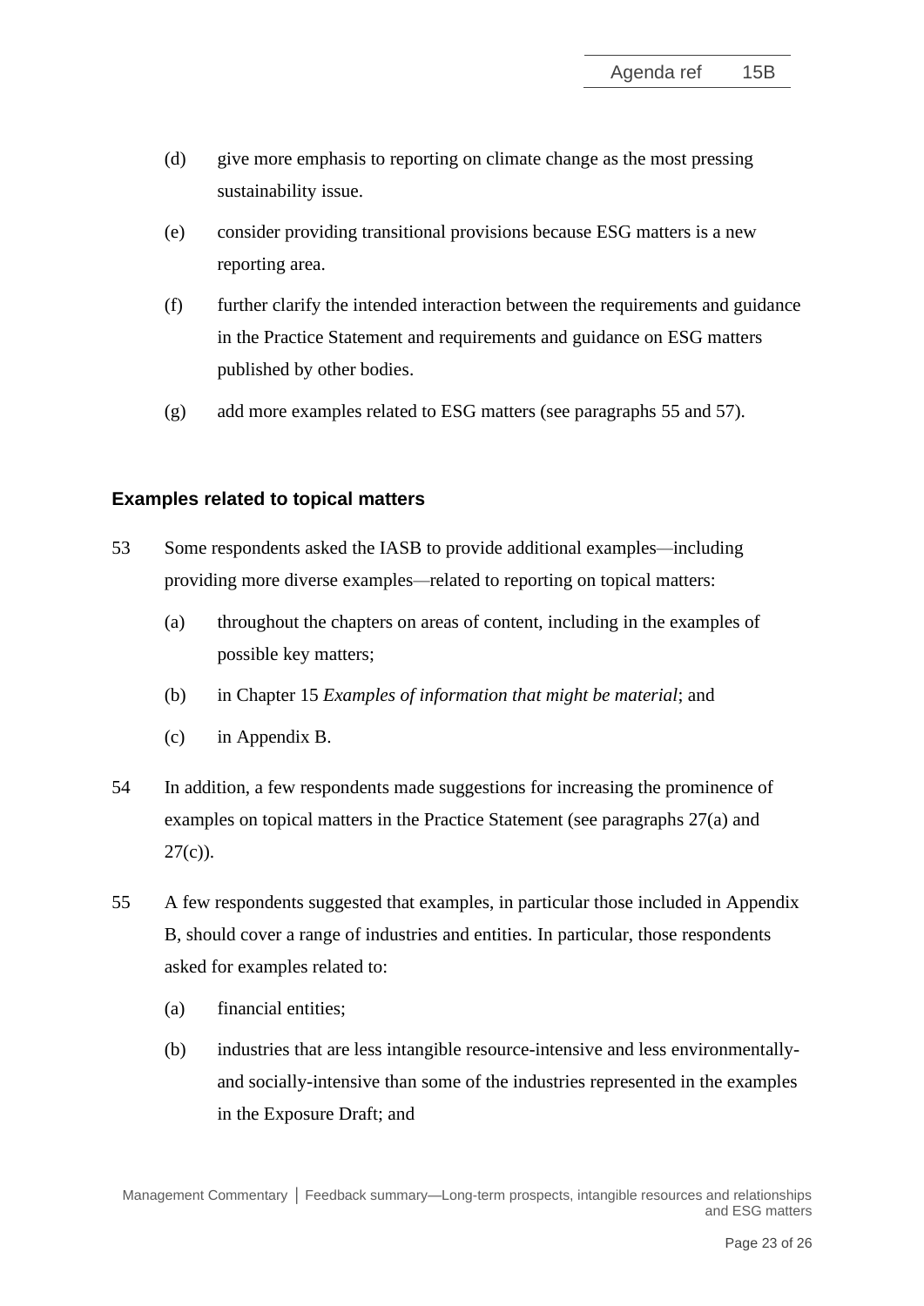(d) give more emphasis to reporting on climate change as the most pressing sustainability issue.

(e) consider providing transitional provisions because ESG matters is a new reporting area.

(f) further clarify the intended interaction between the requirements and guidance in the Practice Statement and requirements and guidance on ESG matters published by other bodies.

(g) add more examples related to ESG matters (see paragraphs 55 and 57).

### Examples related to topical matters

53 Some respondents asked the IASB to provide additional examples—including providing more diverse examples—related to reporting on topical matters:

(a) throughout the chapters on areas of content, including in the examples of possible key matters;

(b) in Chapter 15 *Examples of information that might be material*; and

(c) in Appendix B.

54 In addition, a few respondents made suggestions for increasing the prominence of examples on topical matters in the Practice Statement (see paragraphs 27(a) and 27(c)).

55 A few respondents suggested that examples, in particular those included in Appendix B, should cover a range of industries and entities. In particular, those respondents asked for examples related to:

(a) financial entities;

(b) industries that are less intangible resource-intensive and less environmentally- and socially-intensive than some of the industries represented in the examples in the Exposure Draft; and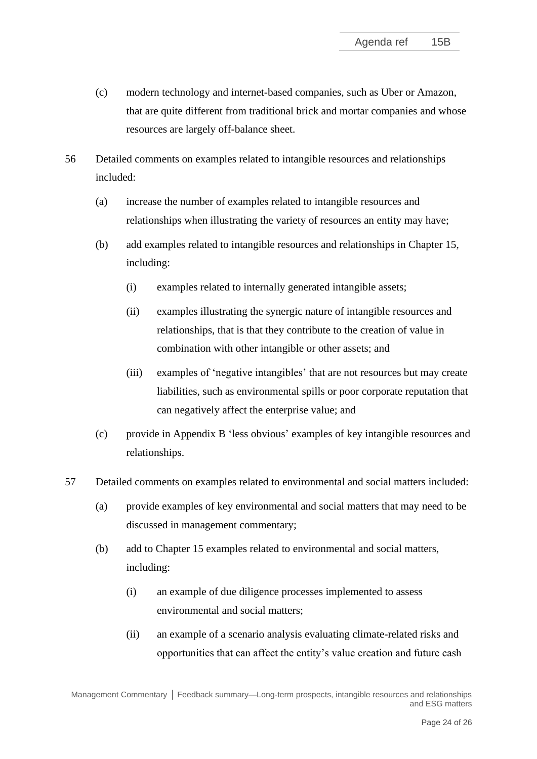(c) modern technology and internet-based companies, such as Uber or Amazon, that are quite different from traditional brick and mortar companies and whose resources are largely off-balance sheet.

56 Detailed comments on examples related to intangible resources and relationships included:

(a) increase the number of examples related to intangible resources and relationships when illustrating the variety of resources an entity may have;

(b) add examples related to intangible resources and relationships in Chapter 15, including:

(i) examples related to internally generated intangible assets;

(ii) examples illustrating the synergic nature of intangible resources and relationships, that is that they contribute to the creation of value in combination with other intangible or other assets; and

(iii) examples of 'negative intangibles' that are not resources but may create liabilities, such as environmental spills or poor corporate reputation that can negatively affect the enterprise value; and

(c) provide in Appendix B 'less obvious' examples of key intangible resources and relationships.

57 Detailed comments on examples related to environmental and social matters included:

(a) provide examples of key environmental and social matters that may need to be discussed in management commentary;

(b) add to Chapter 15 examples related to environmental and social matters, including:

(i) an example of due diligence processes implemented to assess environmental and social matters;

(ii) an example of a scenario analysis evaluating climate-related risks and opportunities that can affect the entity's value creation and future cash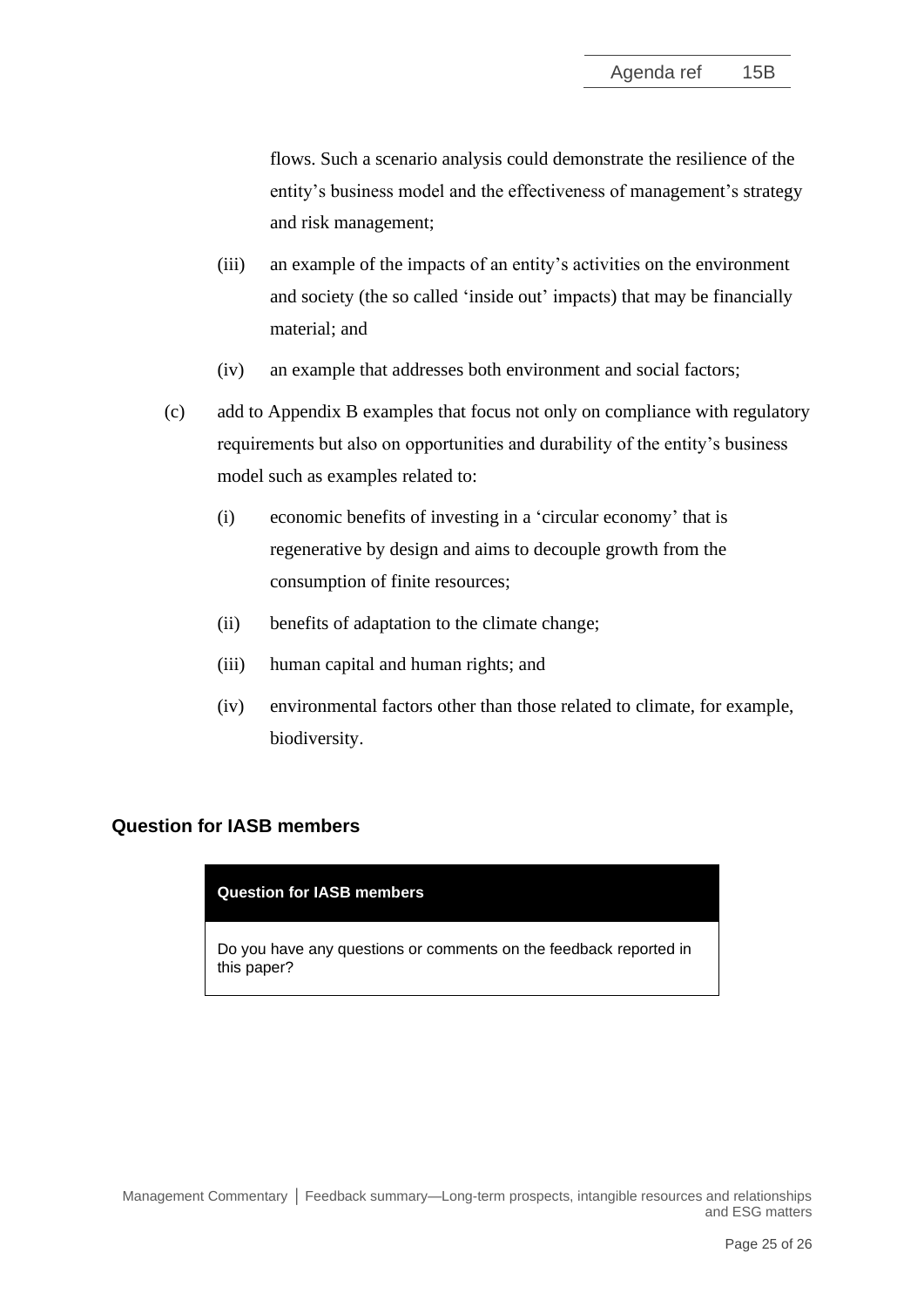flows. Such a scenario analysis could demonstrate the resilience of the entity's business model and the effectiveness of management's strategy and risk management;

(iii) an example of the impacts of an entity's activities on the environment and society (the so called 'inside out' impacts) that may be financially material; and

(iv) an example that addresses both environment and social factors;

(c) add to Appendix B examples that focus not only on compliance with regulatory requirements but also on opportunities and durability of the entity's business model such as examples related to:

(i) economic benefits of investing in a 'circular economy' that is regenerative by design and aims to decouple growth from the consumption of finite resources;

(ii) benefits of adaptation to the climate change;

(iii) human capital and human rights; and

(iv) environmental factors other than those related to climate, for example, biodiversity.

## Question for IASB members

| Question for IASB members |
| --- |
| Do you have any questions or comments on the feedback reported in this paper? |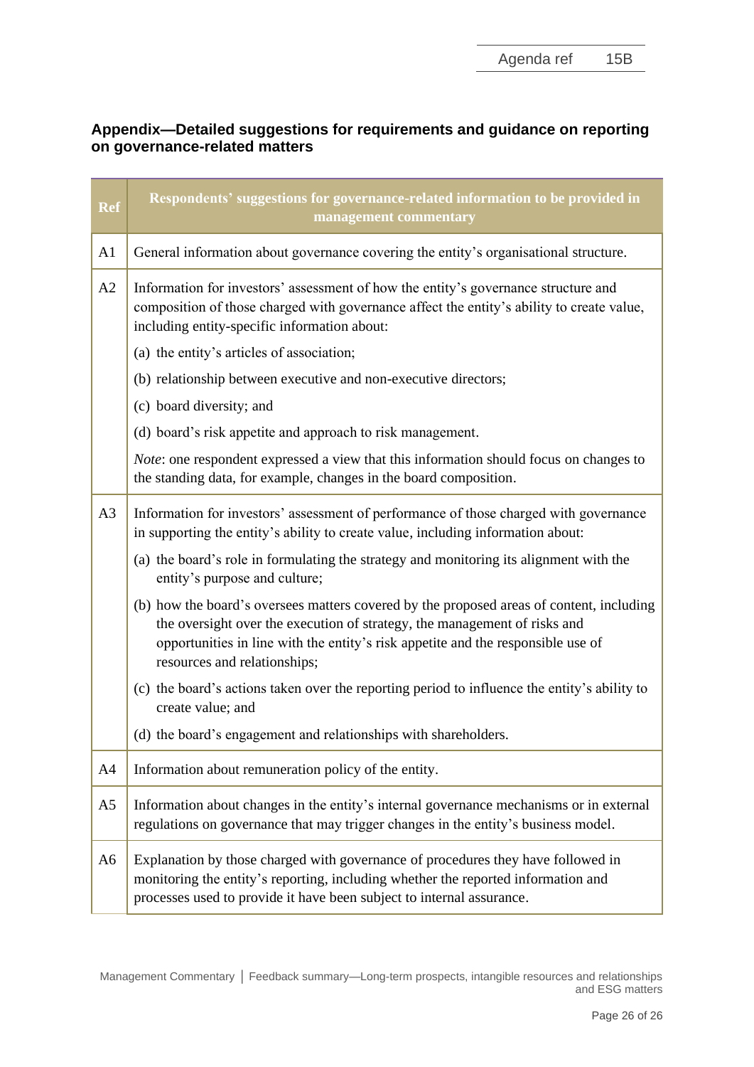## Appendix—Detailed suggestions for requirements and guidance on reporting on governance-related matters

| Ref | Respondents' suggestions for governance-related information to be provided in management commentary |
|---|---|
| A1 | General information about governance covering the entity's organisational structure. |
| A2 | Information for investors' assessment of how the entity's governance structure and composition of those charged with governance affect the entity's ability to create value, including entity-specific information about:<br>(a) the entity's articles of association;<br>(b) relationship between executive and non-executive directors;<br>(c) board diversity; and<br>(d) board's risk appetite and approach to risk management.<br>*Note*: one respondent expressed a view that this information should focus on changes to the standing data, for example, changes in the board composition. |
| A3 | Information for investors' assessment of performance of those charged with governance in supporting the entity's ability to create value, including information about:<br>(a) the board's role in formulating the strategy and monitoring its alignment with the entity's purpose and culture;<br>(b) how the board's oversees matters covered by the proposed areas of content, including the oversight over the execution of strategy, the management of risks and opportunities in line with the entity's risk appetite and the responsible use of resources and relationships;<br>(c) the board's actions taken over the reporting period to influence the entity's ability to create value; and<br>(d) the board's engagement and relationships with shareholders. |
| A4 | Information about remuneration policy of the entity. |
| A5 | Information about changes in the entity's internal governance mechanisms or in external regulations on governance that may trigger changes in the entity's business model. |
| A6 | Explanation by those charged with governance of procedures they have followed in monitoring the entity's reporting, including whether the reported information and processes used to provide it have been subject to internal assurance. |